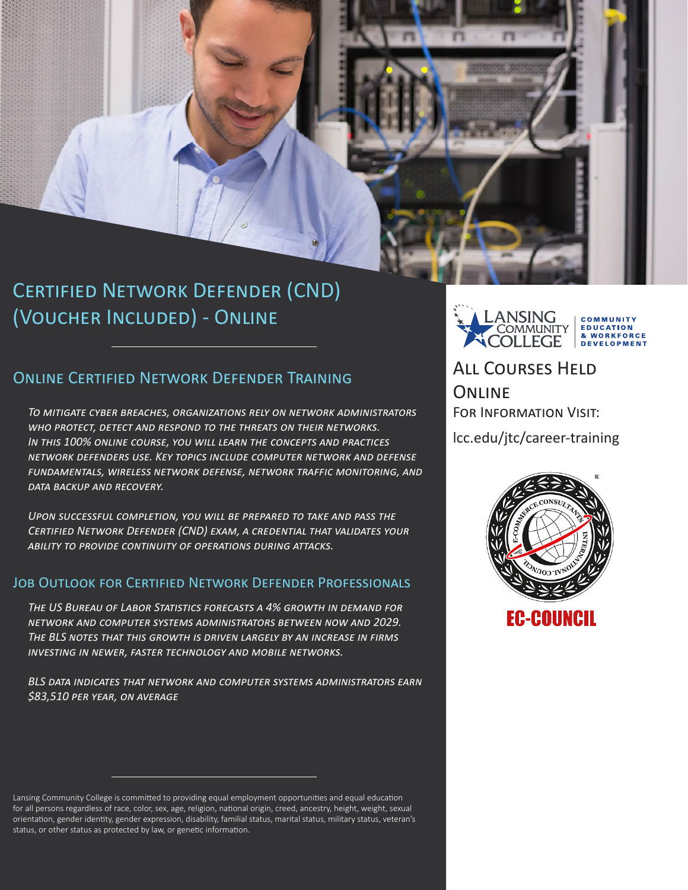# Certified Network Defender (CND) (Voucher Included) - Online

## Online Certified Network Defender Training

*To mitigate cyber breaches, organizations rely on network administrators who protect, detect and respond to the threats on their networks. In this 100% online course, you will learn the concepts and practices network defenders use. Key topics include computer network and defense fundamentals, wireless network defense, network traffic monitoring, and data backup and recovery.*

*Upon successful completion, you will be prepared to take and pass the Certified Network Defender (CND) exam, a credential that validates your ability to provide continuity of operations during attacks.*

## Job Outlook for Certified Network Defender Professionals

*The US Bureau of Labor Statistics forecasts a 4% growth in demand for network and computer systems administrators between now and 2029. The BLS notes that this growth is driven largely by an increase in firms investing in newer, faster technology and mobile networks.*

*BLS data indicates that network and computer systems administrators earn $83,510 per year, on average*

Lansing Community College is committed to providing equal employment opportunities and equal education for all persons regardless of race, color, sex, age, religion, national origin, creed, ancestry, height, weight, sexual orientation, gender identity, gender expression, disability, familial status, marital status, military status, veteran's status, or other status as protected by law, or genetic information.

Lansing Community College | Community Education & Workforce Development

## All Courses Held Online

For Information Visit:

lcc.edu/jtc/career-training

EC-COUNCIL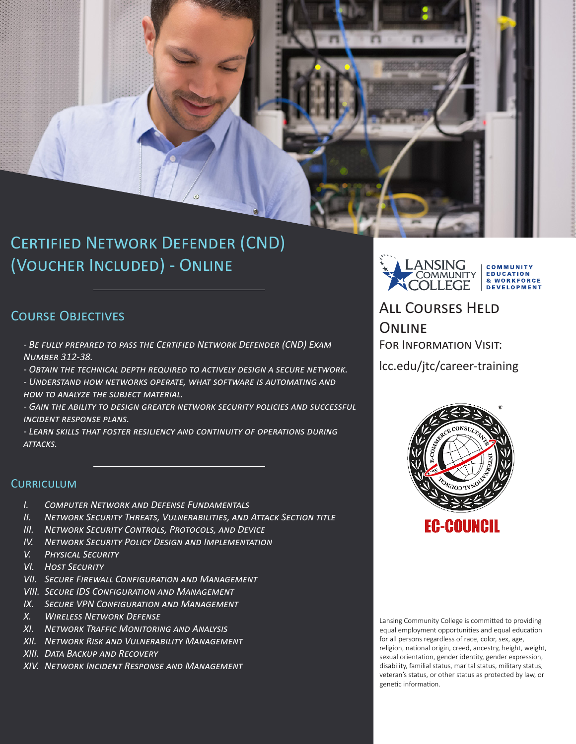# Certified Network Defender (CND) (Voucher Included) - Online

## Course Objectives

- *Be fully prepared to pass the Certified Network Defender (CND) Exam Number 312-38.*
- *Obtain the technical depth required to actively design a secure network.*
- *Understand how networks operate, what software is automating and how to analyze the subject material.*
- *Gain the ability to design greater network security policies and successful incident response plans.*
- *Learn skills that foster resiliency and continuity of operations during attacks.*

## Curriculum

I. *Computer Network and Defense Fundamentals*
II. *Network Security Threats, Vulnerabilities, and Attack Section title*
III. *Network Security Controls, Protocols, and Device*
IV. *Network Security Policy Design and Implementation*
V. *Physical Security*
VI. *Host Security*
VII. *Secure Firewall Configuration and Management*
VIII. *Secure IDS Configuration and Management*
IX. *Secure VPN Configuration and Management*
X. *Wireless Network Defense*
XI. *Network Traffic Monitoring and Analysis*
XII. *Network Risk and Vulnerability Management*
XIII. *Data Backup and Recovery*
XIV. *Network Incident Response and Management*

Lansing Community College — Community Education & Workforce Development

## All Courses Held Online

For Information Visit:

lcc.edu/jtc/career-training

EC-COUNCIL

Lansing Community College is committed to providing equal employment opportunities and equal education for all persons regardless of race, color, sex, age, religion, national origin, creed, ancestry, height, weight, sexual orientation, gender identity, gender expression, disability, familial status, marital status, military status, veteran's status, or other status as protected by law, or genetic information.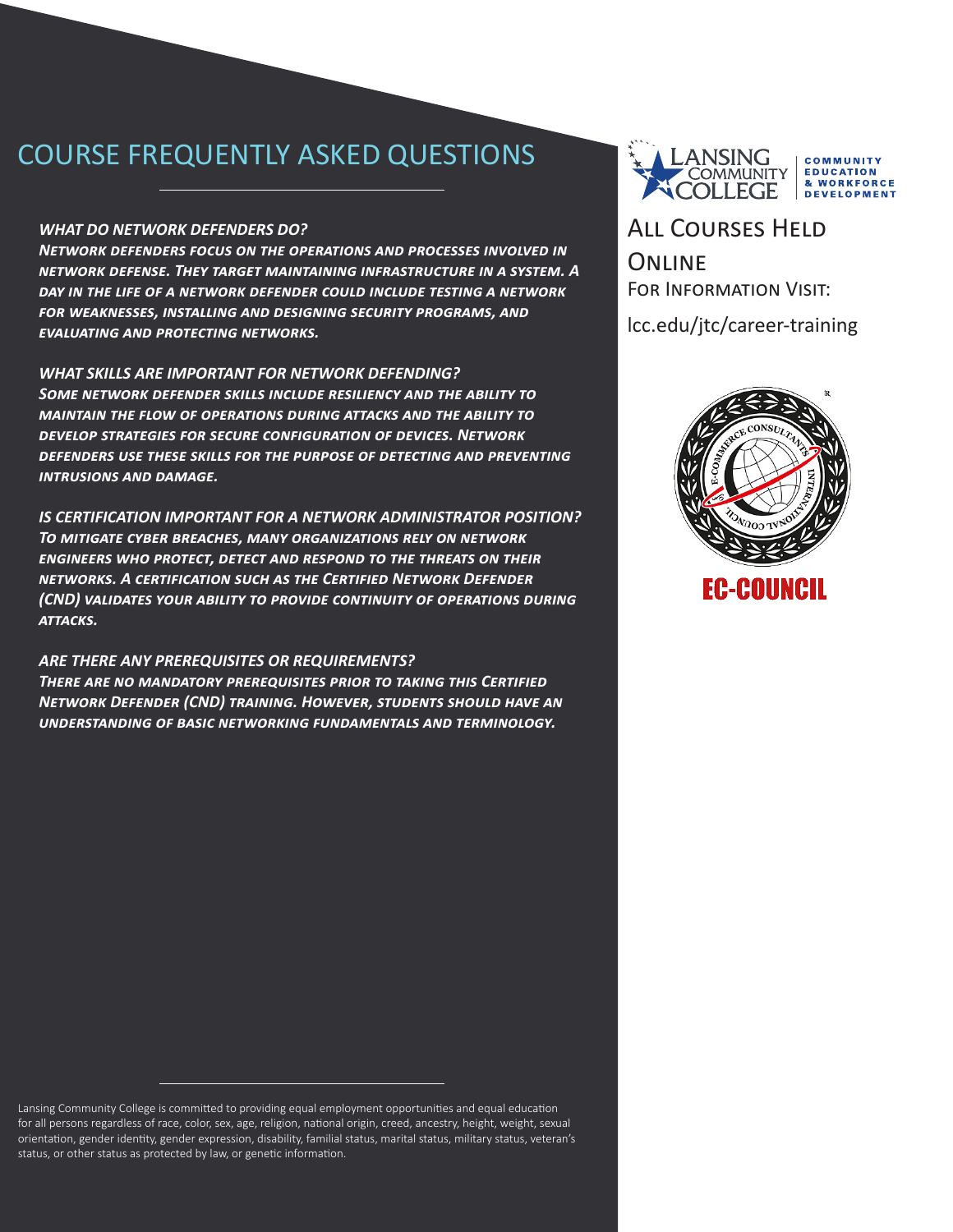# COURSE FREQUENTLY ASKED QUESTIONS

***WHAT DO NETWORK DEFENDERS DO?***

***Network defenders focus on the operations and processes involved in network defense. They target maintaining infrastructure in a system. A day in the life of a network defender could include testing a network for weaknesses, installing and designing security programs, and evaluating and protecting networks.***

***WHAT SKILLS ARE IMPORTANT FOR NETWORK DEFENDING?***

***Some network defender skills include resiliency and the ability to maintain the flow of operations during attacks and the ability to develop strategies for secure configuration of devices. Network defenders use these skills for the purpose of detecting and preventing intrusions and damage.***

***IS CERTIFICATION IMPORTANT FOR A NETWORK ADMINISTRATOR POSITION?***

***To mitigate cyber breaches, many organizations rely on network engineers who protect, detect and respond to the threats on their networks. A certification such as the Certified Network Defender (CND) validates your ability to provide continuity of operations during attacks.***

***ARE THERE ANY PREREQUISITES OR REQUIREMENTS?***

***There are no mandatory prerequisites prior to taking this Certified Network Defender (CND) training. However, students should have an understanding of basic networking fundamentals and terminology.***

Lansing Community College is committed to providing equal employment opportunities and equal education for all persons regardless of race, color, sex, age, religion, national origin, creed, ancestry, height, weight, sexual orientation, gender identity, gender expression, disability, familial status, marital status, military status, veteran's status, or other status as protected by law, or genetic information.

LANSING COMMUNITY COLLEGE | COMMUNITY EDUCATION & WORKFORCE DEVELOPMENT

## ALL COURSES HELD ONLINE

FOR INFORMATION VISIT:

lcc.edu/jtc/career-training

EC-COUNCIL